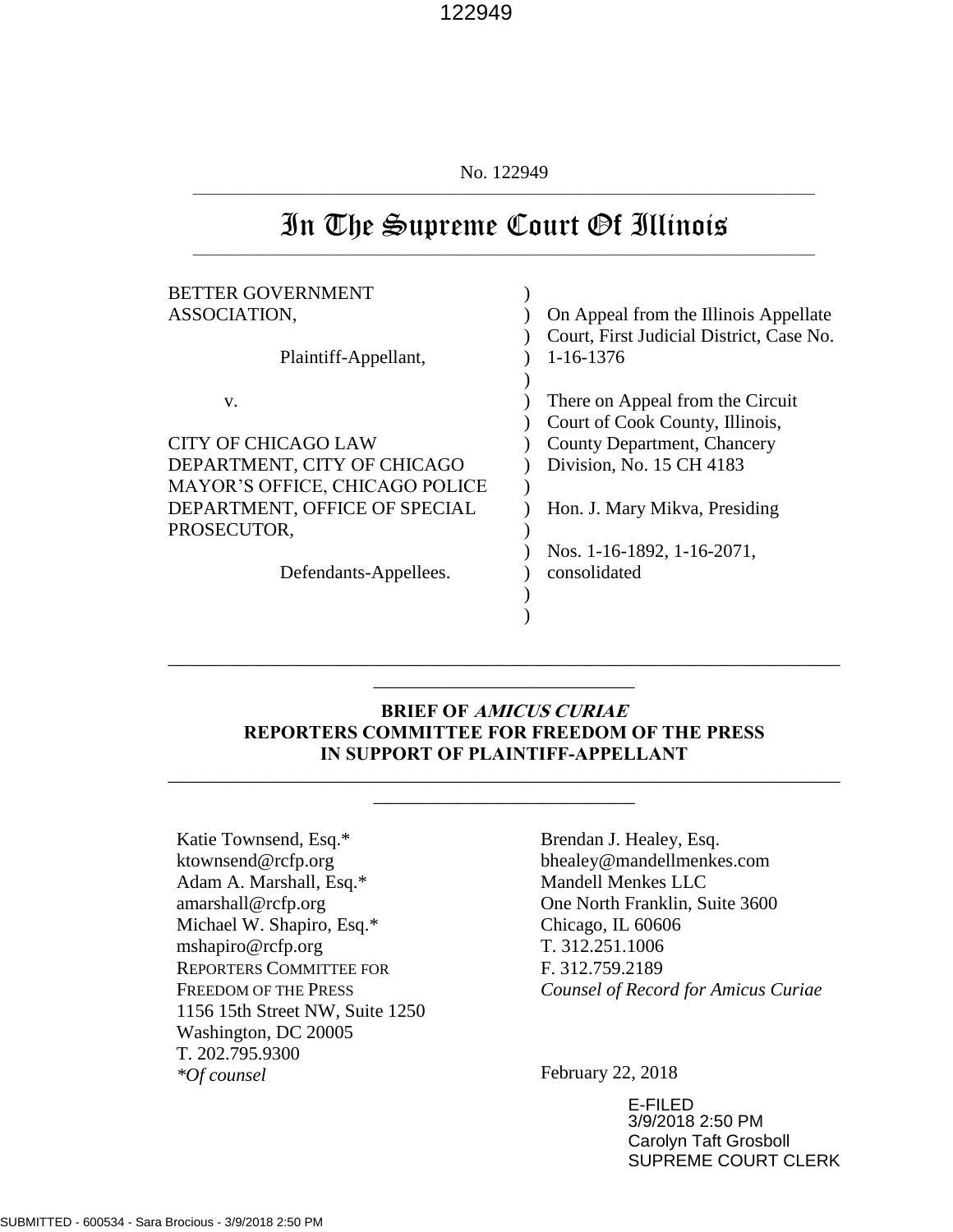No. 122949

# In The Supreme Court Of Illinois

| | |
|---|---|
| BETTER GOVERNMENT ASSOCIATION,<br><br>Plaintiff-Appellant,<br><br>v.<br><br>CITY OF CHICAGO LAW DEPARTMENT, CITY OF CHICAGO MAYOR'S OFFICE, CHICAGO POLICE DEPARTMENT, OFFICE OF SPECIAL PROSECUTOR,<br><br>Defendants-Appellees. | On Appeal from the Illinois Appellate Court, First Judicial District, Case No. 1-16-1376<br><br>There on Appeal from the Circuit Court of Cook County, Illinois, County Department, Chancery Division, No. 15 CH 4183<br><br>Hon. J. Mary Mikva, Presiding<br><br>Nos. 1-16-1892, 1-16-2071, consolidated |

**BRIEF OF *AMICUS CURIAE* REPORTERS COMMITTEE FOR FREEDOM OF THE PRESS IN SUPPORT OF PLAINTIFF-APPELLANT**

Katie Townsend, Esq.*
ktownsend@rcfp.org
Adam A. Marshall, Esq.*
amarshall@rcfp.org
Michael W. Shapiro, Esq.*
mshapiro@rcfp.org
REPORTERS COMMITTEE FOR FREEDOM OF THE PRESS
1156 15th Street NW, Suite 1250
Washington, DC 20005
T. 202.795.9300
*\*Of counsel*

Brendan J. Healey, Esq.
bhealey@mandellmenkes.com
Mandell Menkes LLC
One North Franklin, Suite 3600
Chicago, IL 60606
T. 312.251.1006
F. 312.759.2189
*Counsel of Record for Amicus Curiae*

February 22, 2018

E-FILED
3/9/2018 2:50 PM
Carolyn Taft Grosboll
SUPREME COURT CLERK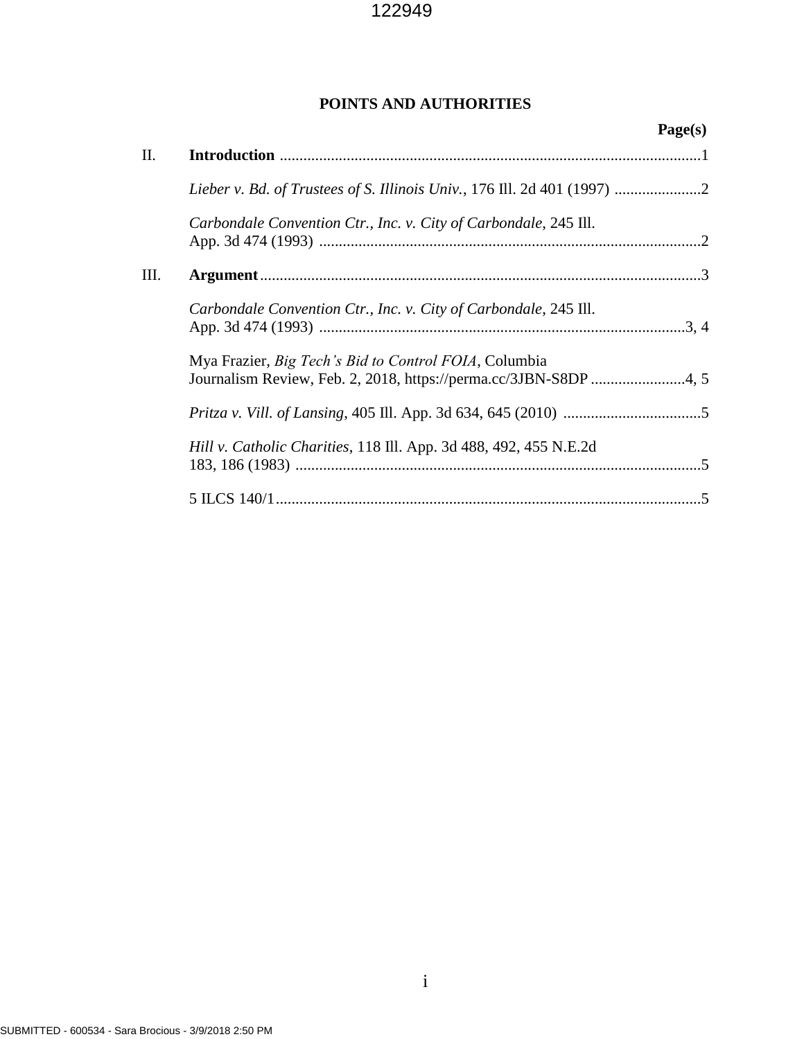# POINTS AND AUTHORITIES

**Page(s)**

II. **Introduction** ..........................................................................................................1

*Lieber v. Bd. of Trustees of S. Illinois Univ.*, 176 Ill. 2d 401 (1997) ......................2

*Carbondale Convention Ctr., Inc. v. City of Carbondale*, 245 Ill. App. 3d 474 (1993) ................................................................................................2

III. **Argument**...............................................................................................................3

*Carbondale Convention Ctr., Inc. v. City of Carbondale*, 245 Ill. App. 3d 474 (1993) ............................................................................................3, 4

Mya Frazier, *Big Tech's Bid to Control FOIA*, Columbia Journalism Review, Feb. 2, 2018, https://perma.cc/3JBN-S8DP ........................4, 5

*Pritza v. Vill. of Lansing*, 405 Ill. App. 3d 634, 645 (2010) ...................................5

*Hill v. Catholic Charities*, 118 Ill. App. 3d 488, 492, 455 N.E.2d 183, 186 (1983) ......................................................................................................5

5 ILCS 140/1...........................................................................................................5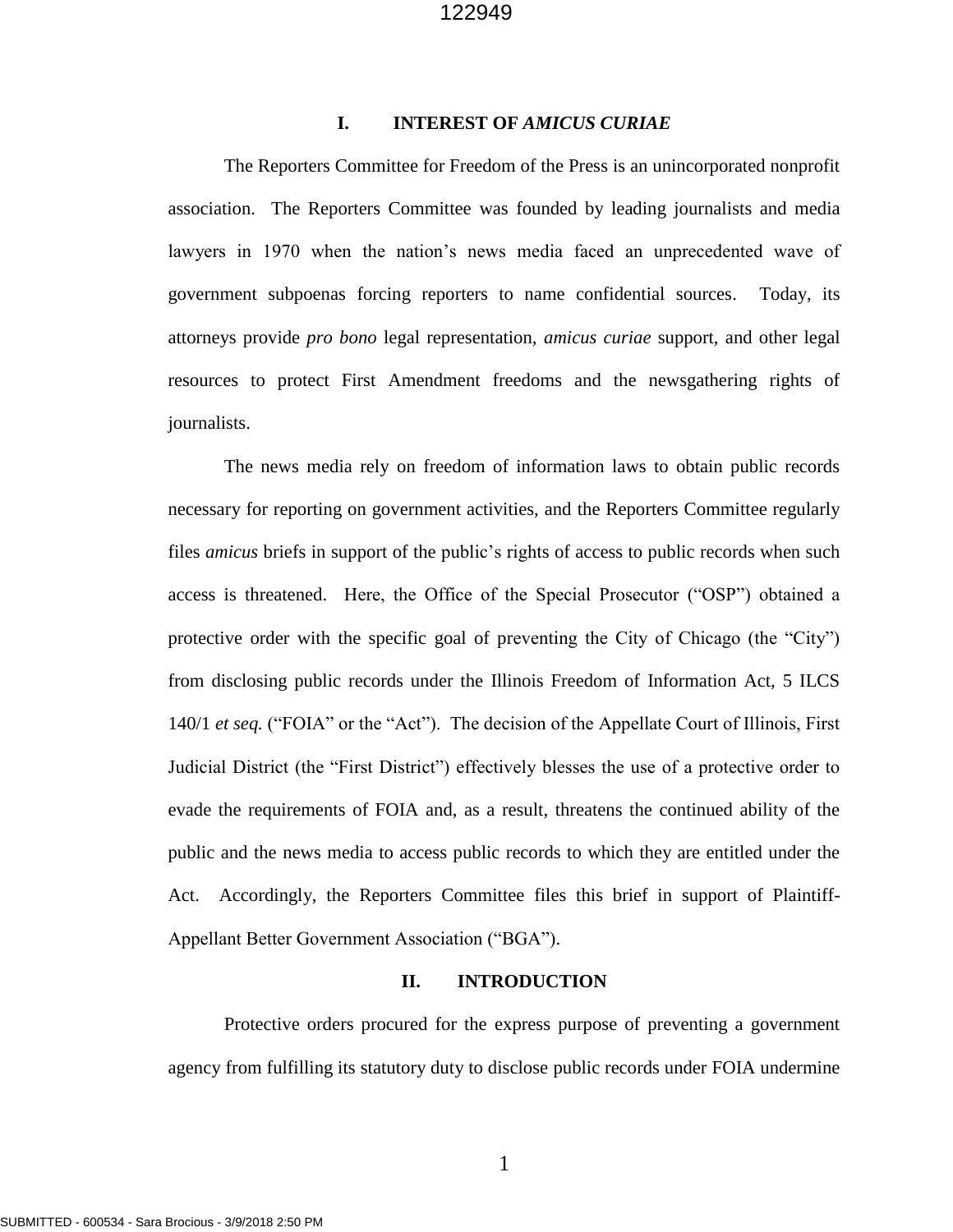## I. INTEREST OF *AMICUS CURIAE*

The Reporters Committee for Freedom of the Press is an unincorporated nonprofit association. The Reporters Committee was founded by leading journalists and media lawyers in 1970 when the nation's news media faced an unprecedented wave of government subpoenas forcing reporters to name confidential sources. Today, its attorneys provide *pro bono* legal representation, *amicus curiae* support, and other legal resources to protect First Amendment freedoms and the newsgathering rights of journalists.

The news media rely on freedom of information laws to obtain public records necessary for reporting on government activities, and the Reporters Committee regularly files *amicus* briefs in support of the public's rights of access to public records when such access is threatened. Here, the Office of the Special Prosecutor ("OSP") obtained a protective order with the specific goal of preventing the City of Chicago (the "City") from disclosing public records under the Illinois Freedom of Information Act, 5 ILCS 140/1 *et seq.* ("FOIA" or the "Act"). The decision of the Appellate Court of Illinois, First Judicial District (the "First District") effectively blesses the use of a protective order to evade the requirements of FOIA and, as a result, threatens the continued ability of the public and the news media to access public records to which they are entitled under the Act. Accordingly, the Reporters Committee files this brief in support of Plaintiff-Appellant Better Government Association ("BGA").

## II. INTRODUCTION

Protective orders procured for the express purpose of preventing a government agency from fulfilling its statutory duty to disclose public records under FOIA undermine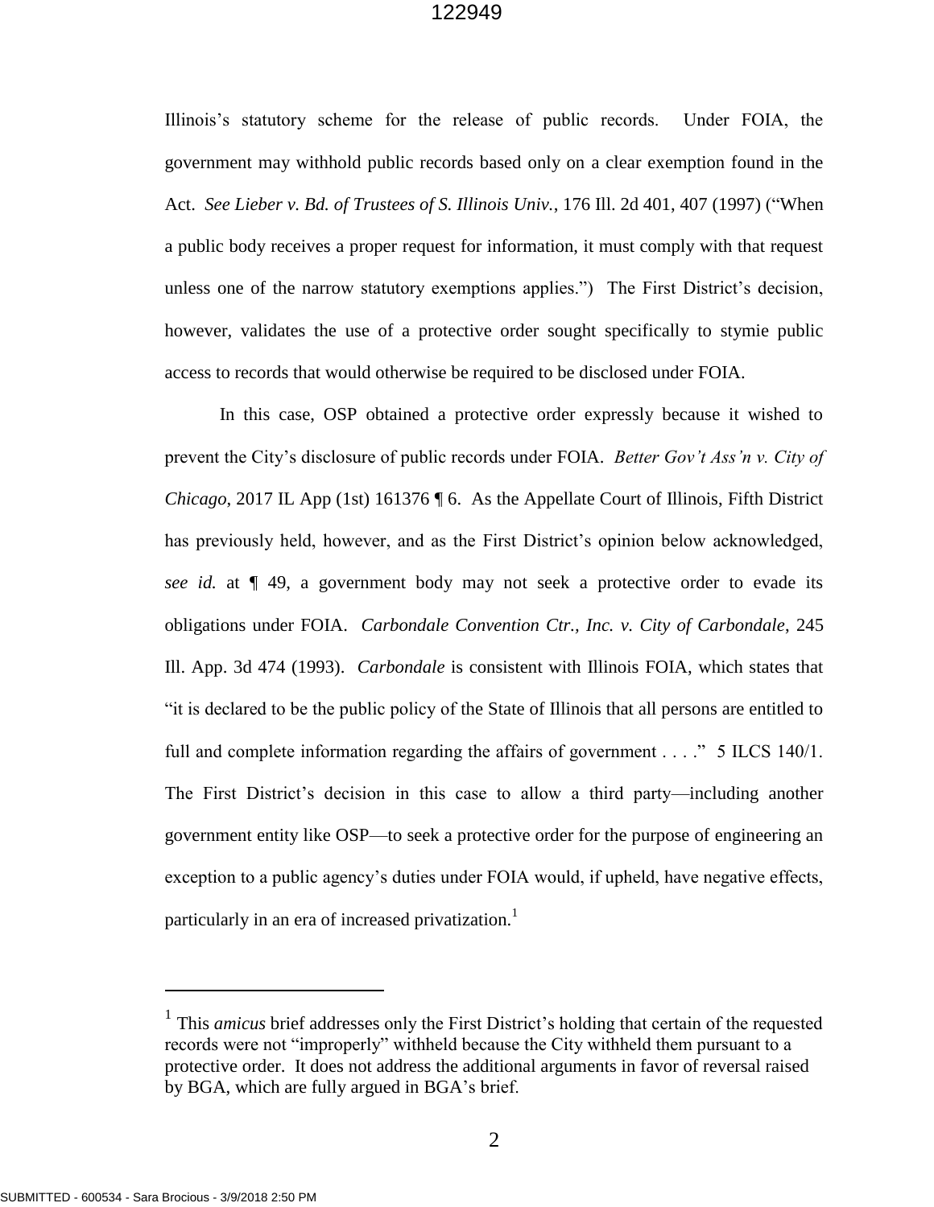Illinois's statutory scheme for the release of public records. Under FOIA, the government may withhold public records based only on a clear exemption found in the Act. *See Lieber v. Bd. of Trustees of S. Illinois Univ.*, 176 Ill. 2d 401, 407 (1997) ("When a public body receives a proper request for information, it must comply with that request unless one of the narrow statutory exemptions applies.") The First District's decision, however, validates the use of a protective order sought specifically to stymie public access to records that would otherwise be required to be disclosed under FOIA.

In this case, OSP obtained a protective order expressly because it wished to prevent the City's disclosure of public records under FOIA. *Better Gov't Ass'n v. City of Chicago*, 2017 IL App (1st) 161376 ¶ 6. As the Appellate Court of Illinois, Fifth District has previously held, however, and as the First District's opinion below acknowledged, *see id.* at ¶ 49, a government body may not seek a protective order to evade its obligations under FOIA. *Carbondale Convention Ctr., Inc. v. City of Carbondale*, 245 Ill. App. 3d 474 (1993). *Carbondale* is consistent with Illinois FOIA, which states that "it is declared to be the public policy of the State of Illinois that all persons are entitled to full and complete information regarding the affairs of government . . . ." 5 ILCS 140/1. The First District's decision in this case to allow a third party—including another government entity like OSP—to seek a protective order for the purpose of engineering an exception to a public agency's duties under FOIA would, if upheld, have negative effects, particularly in an era of increased privatization.[1]

---

[1] This *amicus* brief addresses only the First District's holding that certain of the requested records were not "improperly" withheld because the City withheld them pursuant to a protective order. It does not address the additional arguments in favor of reversal raised by BGA, which are fully argued in BGA's brief.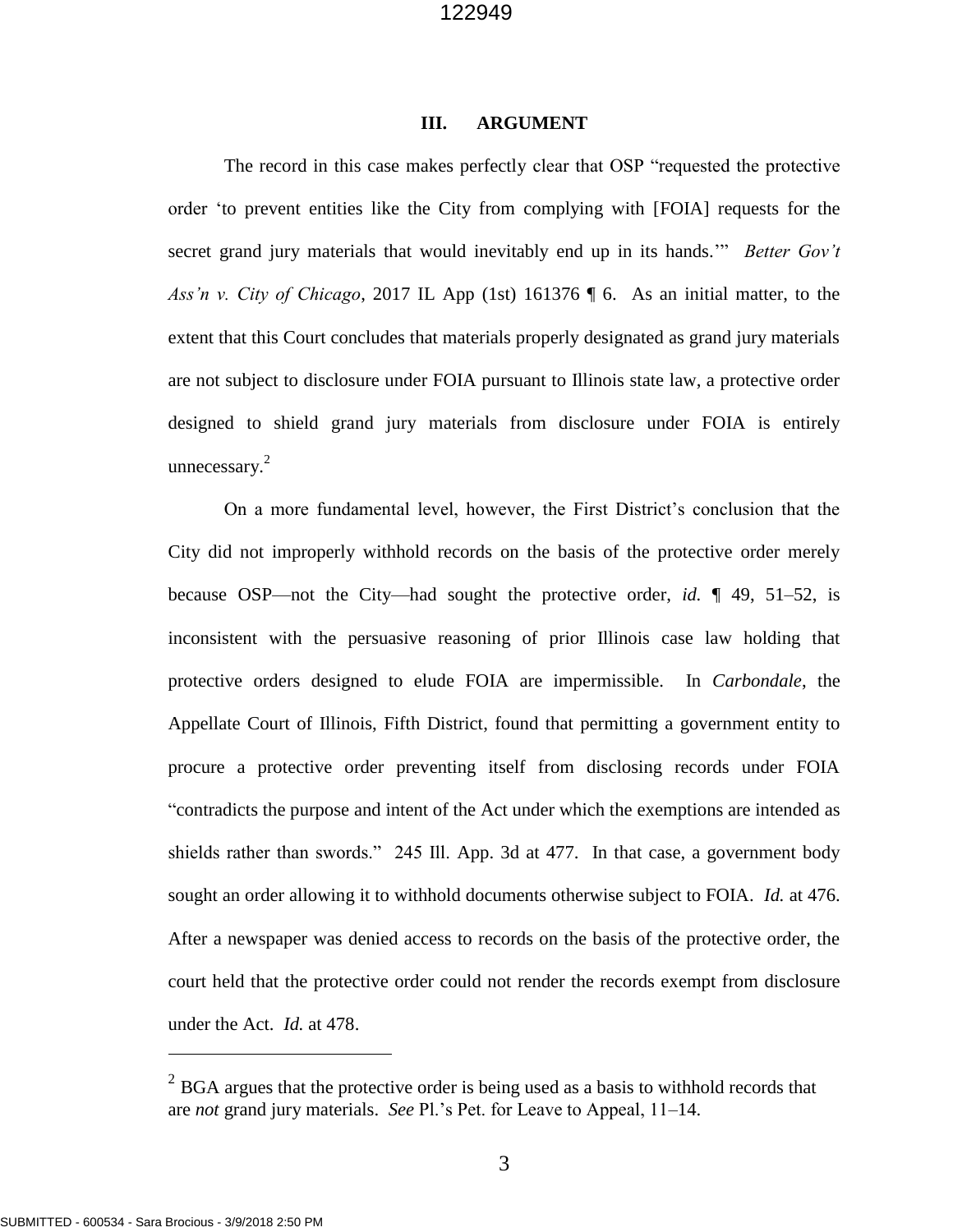## III. ARGUMENT

The record in this case makes perfectly clear that OSP "requested the protective order 'to prevent entities like the City from complying with [FOIA] requests for the secret grand jury materials that would inevitably end up in its hands.'" *Better Gov't Ass'n v. City of Chicago*, 2017 IL App (1st) 161376 ¶ 6. As an initial matter, to the extent that this Court concludes that materials properly designated as grand jury materials are not subject to disclosure under FOIA pursuant to Illinois state law, a protective order designed to shield grand jury materials from disclosure under FOIA is entirely unnecessary.[2]

On a more fundamental level, however, the First District's conclusion that the City did not improperly withhold records on the basis of the protective order merely because OSP—not the City—had sought the protective order, *id.* ¶ 49, 51–52, is inconsistent with the persuasive reasoning of prior Illinois case law holding that protective orders designed to elude FOIA are impermissible. In *Carbondale*, the Appellate Court of Illinois, Fifth District, found that permitting a government entity to procure a protective order preventing itself from disclosing records under FOIA "contradicts the purpose and intent of the Act under which the exemptions are intended as shields rather than swords." 245 Ill. App. 3d at 477. In that case, a government body sought an order allowing it to withhold documents otherwise subject to FOIA. *Id.* at 476. After a newspaper was denied access to records on the basis of the protective order, the court held that the protective order could not render the records exempt from disclosure under the Act. *Id.* at 478.

---

[2] BGA argues that the protective order is being used as a basis to withhold records that are *not* grand jury materials. *See* Pl.'s Pet. for Leave to Appeal, 11–14.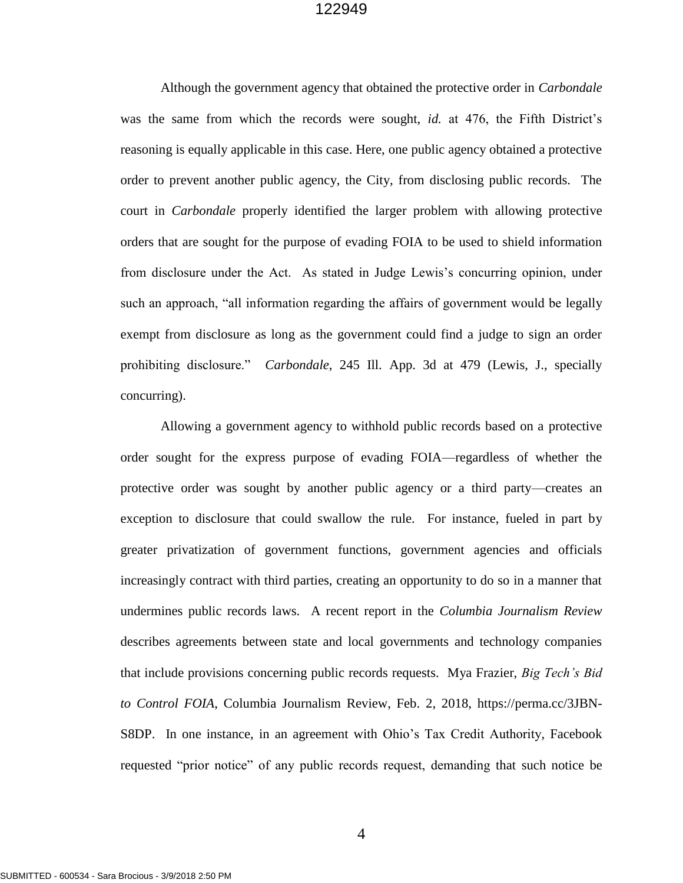Although the government agency that obtained the protective order in *Carbondale* was the same from which the records were sought, *id.* at 476, the Fifth District's reasoning is equally applicable in this case. Here, one public agency obtained a protective order to prevent another public agency, the City, from disclosing public records. The court in *Carbondale* properly identified the larger problem with allowing protective orders that are sought for the purpose of evading FOIA to be used to shield information from disclosure under the Act. As stated in Judge Lewis's concurring opinion, under such an approach, "all information regarding the affairs of government would be legally exempt from disclosure as long as the government could find a judge to sign an order prohibiting disclosure." *Carbondale*, 245 Ill. App. 3d at 479 (Lewis, J., specially concurring).

Allowing a government agency to withhold public records based on a protective order sought for the express purpose of evading FOIA—regardless of whether the protective order was sought by another public agency or a third party—creates an exception to disclosure that could swallow the rule. For instance, fueled in part by greater privatization of government functions, government agencies and officials increasingly contract with third parties, creating an opportunity to do so in a manner that undermines public records laws. A recent report in the *Columbia Journalism Review* describes agreements between state and local governments and technology companies that include provisions concerning public records requests. Mya Frazier, *Big Tech's Bid to Control FOIA*, Columbia Journalism Review, Feb. 2, 2018, https://perma.cc/3JBN-S8DP. In one instance, in an agreement with Ohio's Tax Credit Authority, Facebook requested "prior notice" of any public records request, demanding that such notice be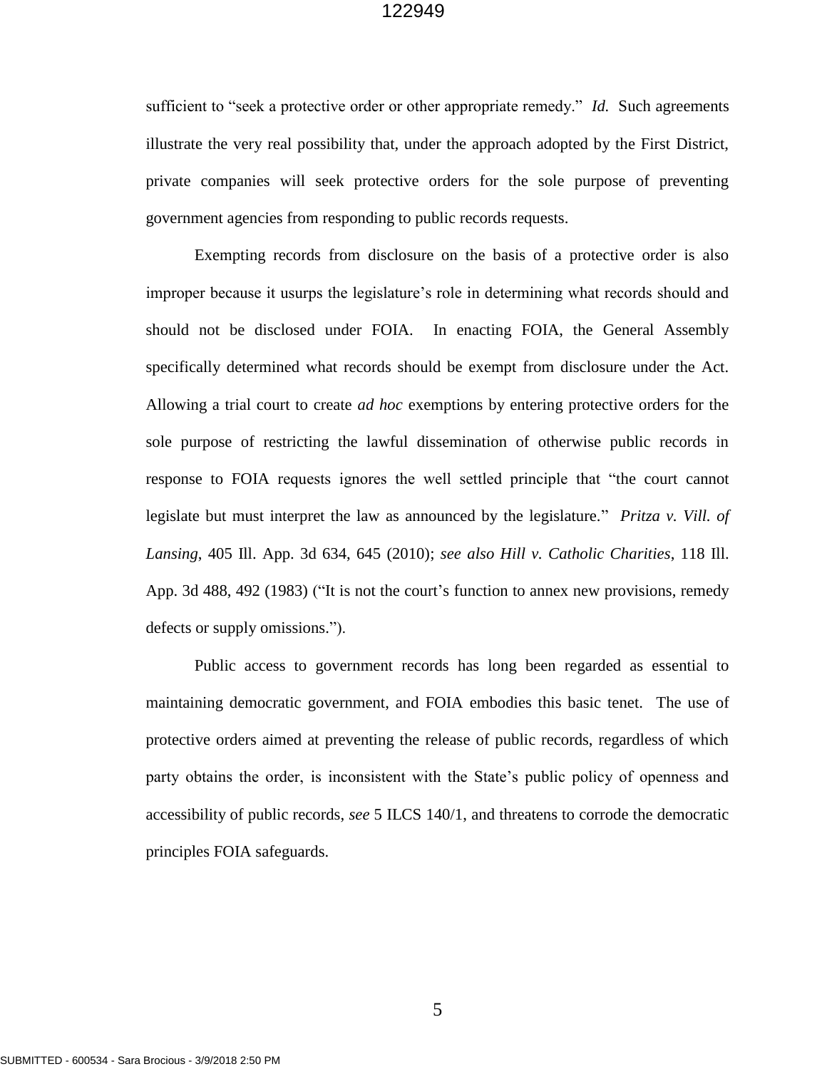sufficient to "seek a protective order or other appropriate remedy." *Id.* Such agreements illustrate the very real possibility that, under the approach adopted by the First District, private companies will seek protective orders for the sole purpose of preventing government agencies from responding to public records requests.

Exempting records from disclosure on the basis of a protective order is also improper because it usurps the legislature's role in determining what records should and should not be disclosed under FOIA. In enacting FOIA, the General Assembly specifically determined what records should be exempt from disclosure under the Act. Allowing a trial court to create *ad hoc* exemptions by entering protective orders for the sole purpose of restricting the lawful dissemination of otherwise public records in response to FOIA requests ignores the well settled principle that "the court cannot legislate but must interpret the law as announced by the legislature." *Pritza v. Vill. of Lansing*, 405 Ill. App. 3d 634, 645 (2010); *see also Hill v. Catholic Charities*, 118 Ill. App. 3d 488, 492 (1983) ("It is not the court's function to annex new provisions, remedy defects or supply omissions.").

Public access to government records has long been regarded as essential to maintaining democratic government, and FOIA embodies this basic tenet. The use of protective orders aimed at preventing the release of public records, regardless of which party obtains the order, is inconsistent with the State's public policy of openness and accessibility of public records, *see* 5 ILCS 140/1, and threatens to corrode the democratic principles FOIA safeguards.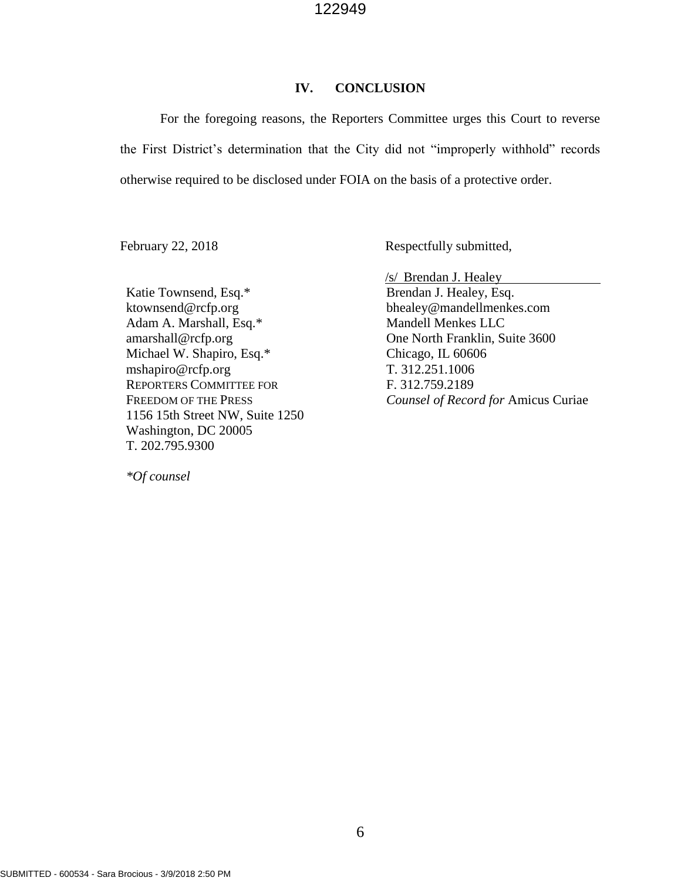## IV. CONCLUSION

For the foregoing reasons, the Reporters Committee urges this Court to reverse the First District's determination that the City did not "improperly withhold" records otherwise required to be disclosed under FOIA on the basis of a protective order.

February 22, 2018

Respectfully submitted,

/s/ Brendan J. Healey

Brendan J. Healey, Esq.
bhealey@mandellmenkes.com
Mandell Menkes LLC
One North Franklin, Suite 3600
Chicago, IL 60606
T. 312.251.1006
F. 312.759.2189
*Counsel of Record for* Amicus Curiae

Katie Townsend, Esq.*
ktownsend@rcfp.org
Adam A. Marshall, Esq.*
amarshall@rcfp.org
Michael W. Shapiro, Esq.*
mshapiro@rcfp.org
REPORTERS COMMITTEE FOR FREEDOM OF THE PRESS
1156 15th Street NW, Suite 1250
Washington, DC 20005
T. 202.795.9300

*\*Of counsel*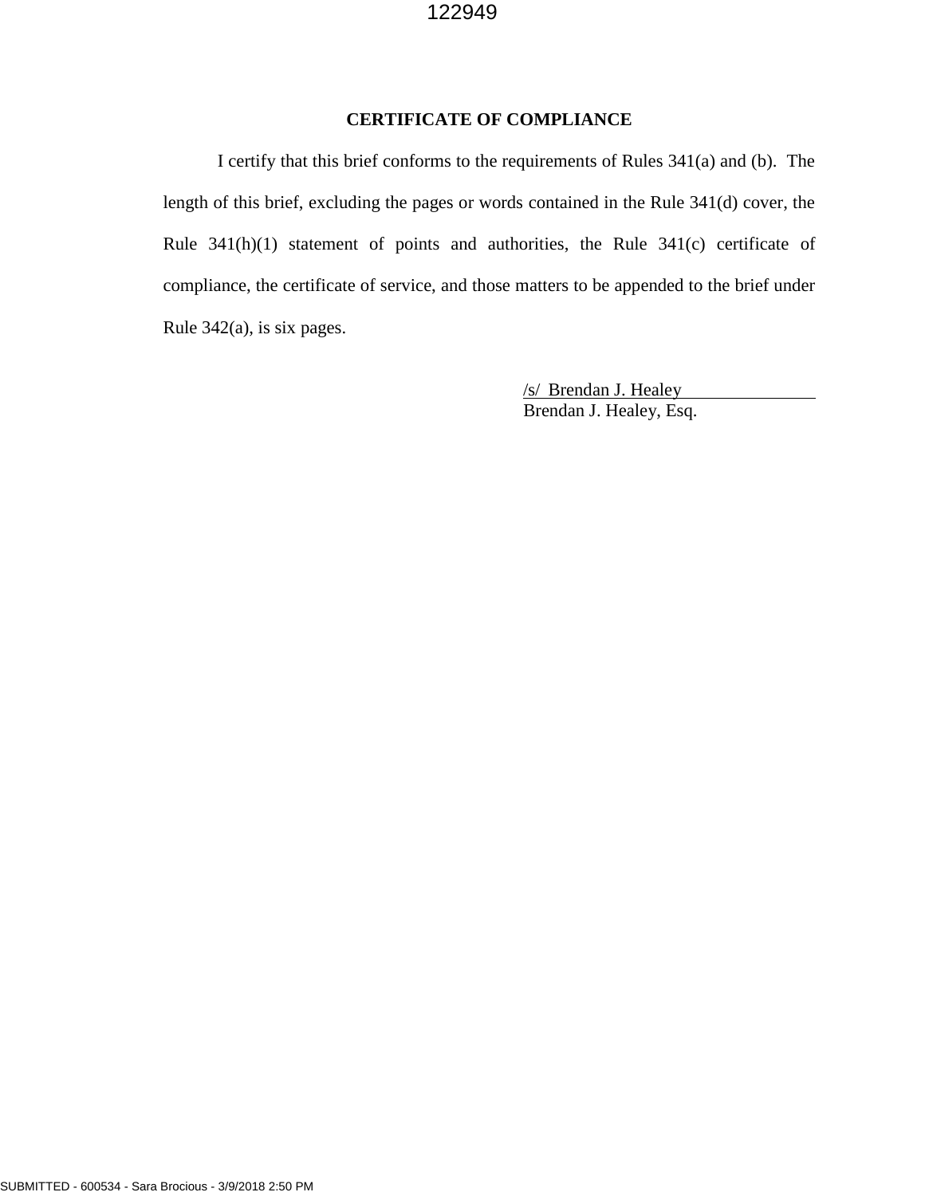## CERTIFICATE OF COMPLIANCE

I certify that this brief conforms to the requirements of Rules 341(a) and (b). The length of this brief, excluding the pages or words contained in the Rule 341(d) cover, the Rule 341(h)(1) statement of points and authorities, the Rule 341(c) certificate of compliance, the certificate of service, and those matters to be appended to the brief under Rule 342(a), is six pages.

/s/ Brendan J. Healey  
Brendan J. Healey, Esq.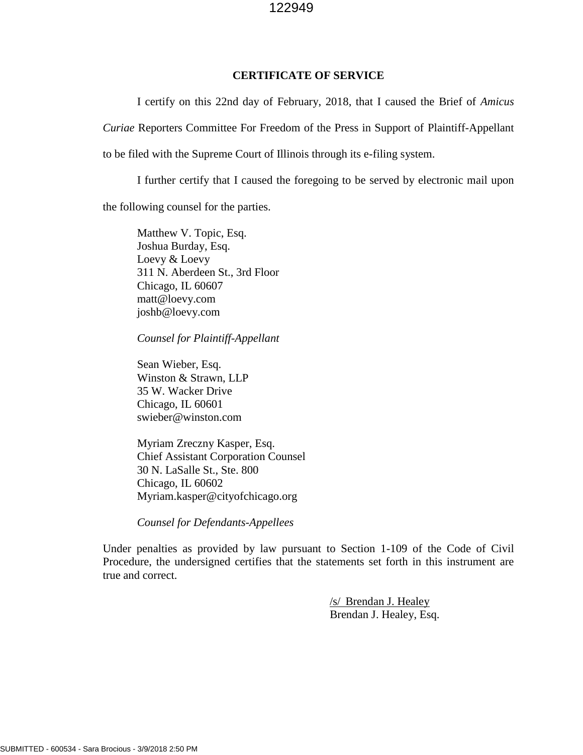## CERTIFICATE OF SERVICE

I certify on this 22nd day of February, 2018, that I caused the Brief of *Amicus Curiae* Reporters Committee For Freedom of the Press in Support of Plaintiff-Appellant to be filed with the Supreme Court of Illinois through its e-filing system.

I further certify that I caused the foregoing to be served by electronic mail upon the following counsel for the parties.

Matthew V. Topic, Esq.
Joshua Burday, Esq.
Loevy & Loevy
311 N. Aberdeen St., 3rd Floor
Chicago, IL 60607
matt@loevy.com
joshb@loevy.com

*Counsel for Plaintiff-Appellant*

Sean Wieber, Esq.
Winston & Strawn, LLP
35 W. Wacker Drive
Chicago, IL 60601
swieber@winston.com

Myriam Zreczny Kasper, Esq.
Chief Assistant Corporation Counsel
30 N. LaSalle St., Ste. 800
Chicago, IL 60602
Myriam.kasper@cityofchicago.org

*Counsel for Defendants-Appellees*

Under penalties as provided by law pursuant to Section 1-109 of the Code of Civil Procedure, the undersigned certifies that the statements set forth in this instrument are true and correct.

/s/ Brendan J. Healey
Brendan J. Healey, Esq.